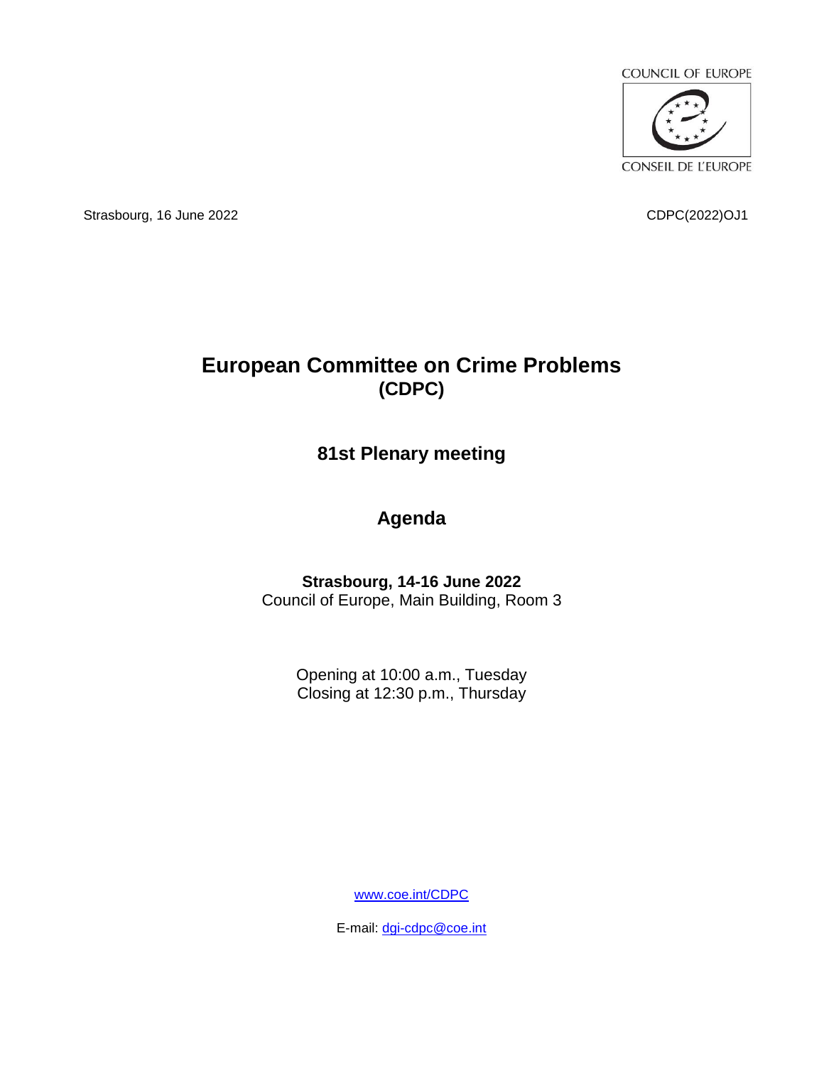COUNCIL OF EUROPE

CONSEIL DE L'EUROPE

Strasbourg, 16 June 2022

CDPC(2022)OJ1

# European Committee on Crime Problems (CDPC)

## 81st Plenary meeting

## Agenda

**Strasbourg, 14-16 June 2022**
Council of Europe, Main Building, Room 3

Opening at 10:00 a.m., Tuesday
Closing at 12:30 p.m., Thursday

[www.coe.int/CDPC](www.coe.int/CDPC)

E-mail: [dgi-cdpc@coe.int](mailto:dgi-cdpc@coe.int)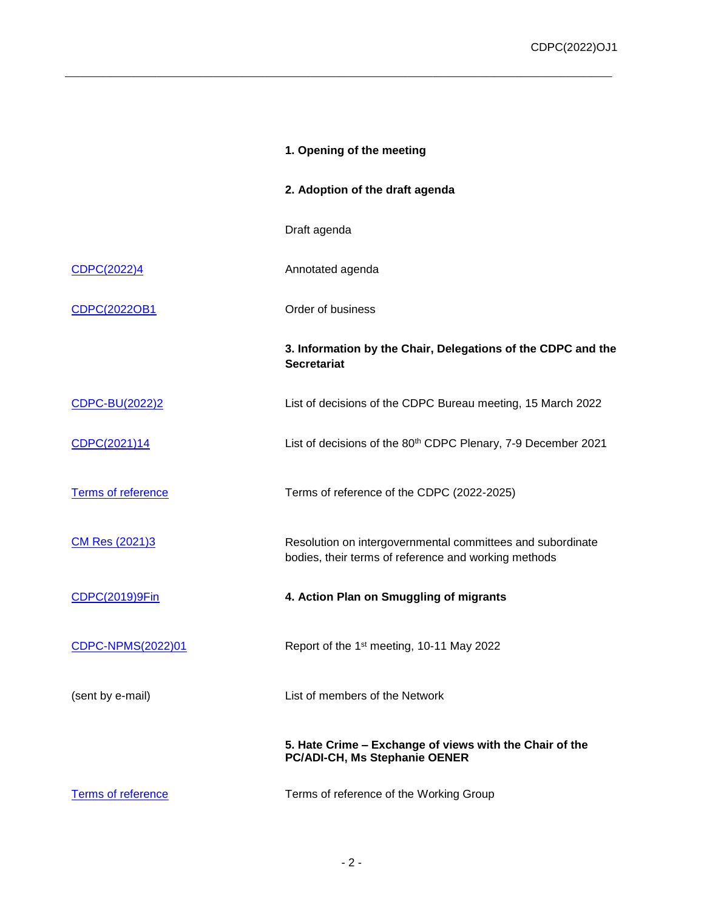| | |
|---|---|
| | **1. Opening of the meeting** |
| | **2. Adoption of the draft agenda** |
| | Draft agenda |
| CDPC(2022)4 | Annotated agenda |
| CDPC(2022OB1 | Order of business |
| | **3. Information by the Chair, Delegations of the CDPC and the Secretariat** |
| CDPC-BU(2022)2 | List of decisions of the CDPC Bureau meeting, 15 March 2022 |
| CDPC(2021)14 | List of decisions of the 80th CDPC Plenary, 7-9 December 2021 |
| Terms of reference | Terms of reference of the CDPC (2022-2025) |
| CM Res (2021)3 | Resolution on intergovernmental committees and subordinate bodies, their terms of reference and working methods |
| CDPC(2019)9Fin | **4. Action Plan on Smuggling of migrants** |
| CDPC-NPMS(2022)01 | Report of the 1st meeting, 10-11 May 2022 |
| (sent by e-mail) | List of members of the Network |
| | **5. Hate Crime – Exchange of views with the Chair of the PC/ADI-CH, Ms Stephanie OENER** |
| Terms of reference | Terms of reference of the Working Group |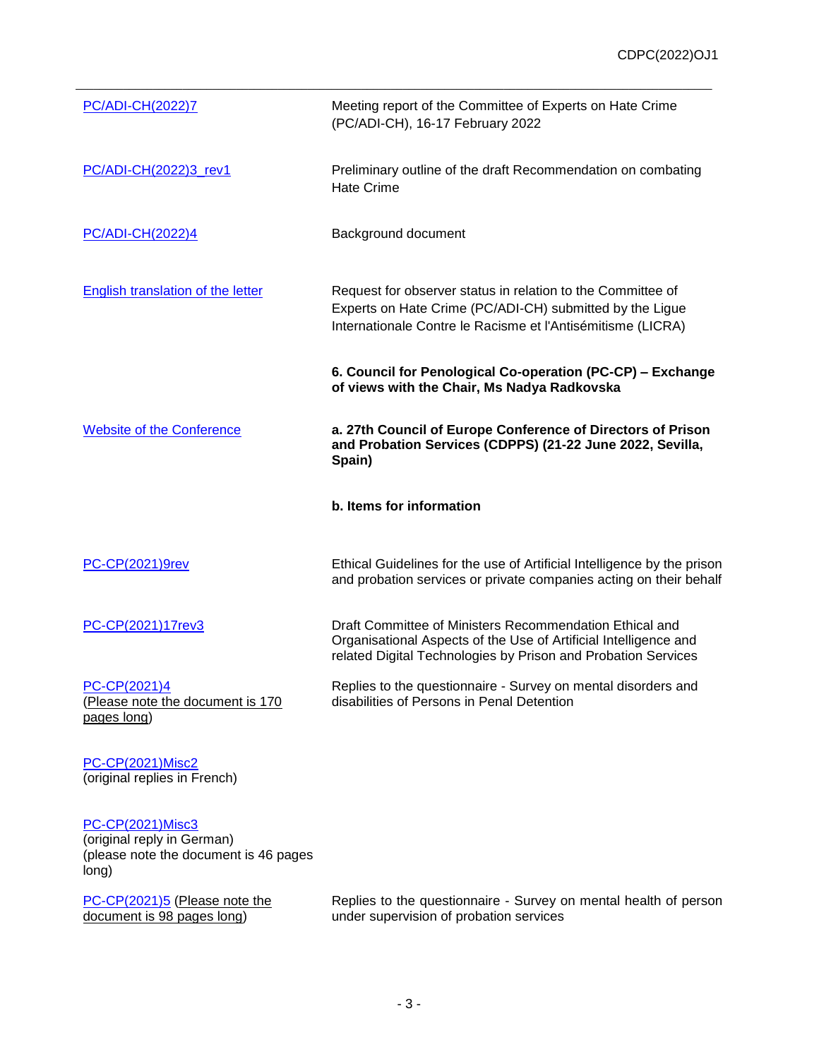| | |
|---|---|
| PC/ADI-CH(2022)7 | Meeting report of the Committee of Experts on Hate Crime (PC/ADI-CH), 16-17 February 2022 |
| PC/ADI-CH(2022)3_rev1 | Preliminary outline of the draft Recommendation on combating Hate Crime |
| PC/ADI-CH(2022)4 | Background document |
| English translation of the letter | Request for observer status in relation to the Committee of Experts on Hate Crime (PC/ADI-CH) submitted by the Ligue Internationale Contre le Racisme et l'Antisémitisme (LICRA) |
| | **6. Council for Penological Co-operation (PC-CP) – Exchange of views with the Chair, Ms Nadya Radkovska** |
| Website of the Conference | **a. 27th Council of Europe Conference of Directors of Prison and Probation Services (CDPPS) (21-22 June 2022, Sevilla, Spain)** |
| | **b. Items for information** |
| PC-CP(2021)9rev | Ethical Guidelines for the use of Artificial Intelligence by the prison and probation services or private companies acting on their behalf |
| PC-CP(2021)17rev3 | Draft Committee of Ministers Recommendation Ethical and Organisational Aspects of the Use of Artificial Intelligence and related Digital Technologies by Prison and Probation Services |
| PC-CP(2021)4 (Please note the document is 170 pages long) | Replies to the questionnaire - Survey on mental disorders and disabilities of Persons in Penal Detention |
| PC-CP(2021)Misc2 (original replies in French) | |
| PC-CP(2021)Misc3 (original reply in German) (please note the document is 46 pages long) | |
| PC-CP(2021)5 (Please note the document is 98 pages long) | Replies to the questionnaire - Survey on mental health of person under supervision of probation services |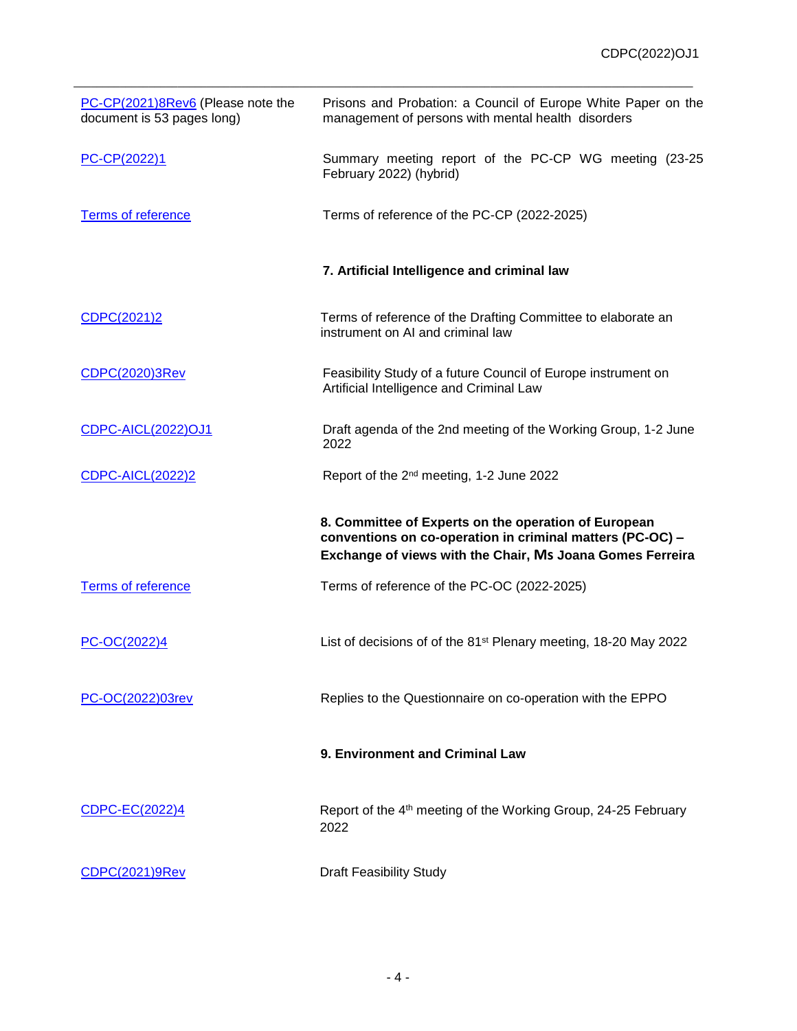| | |
|---|---|
| PC-CP(2021)8Rev6 (Please note the document is 53 pages long) | Prisons and Probation: a Council of Europe White Paper on the management of persons with mental health disorders |
| PC-CP(2022)1 | Summary meeting report of the PC-CP WG meeting (23-25 February 2022) (hybrid) |
| Terms of reference | Terms of reference of the PC-CP (2022-2025) |
| | **7. Artificial Intelligence and criminal law** |
| CDPC(2021)2 | Terms of reference of the Drafting Committee to elaborate an instrument on AI and criminal law |
| CDPC(2020)3Rev | Feasibility Study of a future Council of Europe instrument on Artificial Intelligence and Criminal Law |
| CDPC-AICL(2022)OJ1 | Draft agenda of the 2nd meeting of the Working Group, 1-2 June 2022 |
| CDPC-AICL(2022)2 | Report of the 2nd meeting, 1-2 June 2022 |
| | **8. Committee of Experts on the operation of European conventions on co-operation in criminal matters (PC-OC) – Exchange of views with the Chair, Ms Joana Gomes Ferreira** |
| Terms of reference | Terms of reference of the PC-OC (2022-2025) |
| PC-OC(2022)4 | List of decisions of of the 81st Plenary meeting, 18-20 May 2022 |
| PC-OC(2022)03rev | Replies to the Questionnaire on co-operation with the EPPO |
| | **9. Environment and Criminal Law** |
| CDPC-EC(2022)4 | Report of the 4th meeting of the Working Group, 24-25 February 2022 |
| CDPC(2021)9Rev | Draft Feasibility Study |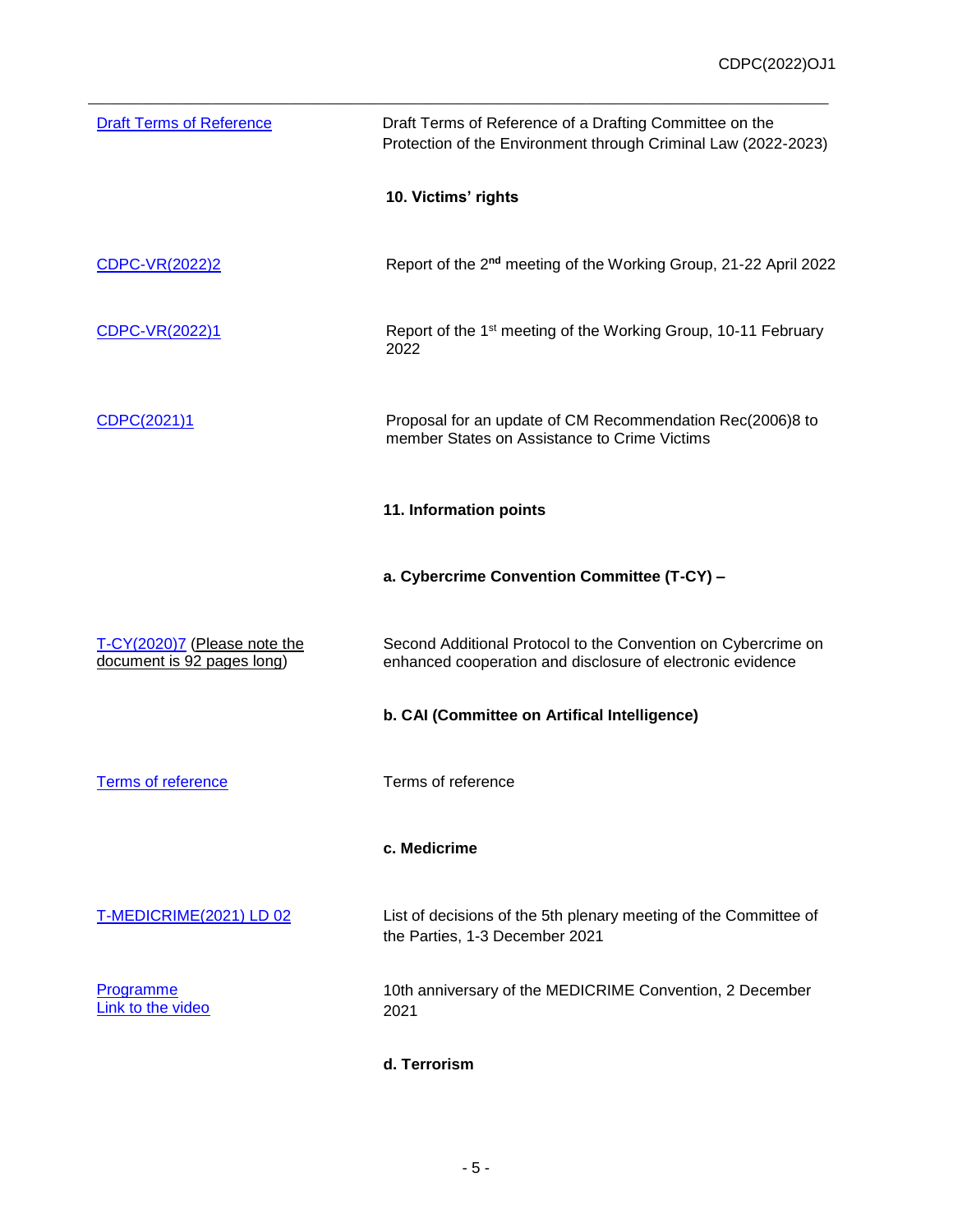| | |
|---|---|
| Draft Terms of Reference | Draft Terms of Reference of a Drafting Committee on the Protection of the Environment through Criminal Law (2022-2023) |
| | **10. Victims' rights** |
| CDPC-VR(2022)2 | Report of the 2nd meeting of the Working Group, 21-22 April 2022 |
| CDPC-VR(2022)1 | Report of the 1st meeting of the Working Group, 10-11 February 2022 |
| CDPC(2021)1 | Proposal for an update of CM Recommendation Rec(2006)8 to member States on Assistance to Crime Victims |
| | **11. Information points** |
| | **a. Cybercrime Convention Committee (T-CY) –** |
| T-CY(2020)7 (Please note the document is 92 pages long) | Second Additional Protocol to the Convention on Cybercrime on enhanced cooperation and disclosure of electronic evidence |
| | **b. CAI (Committee on Artifical Intelligence)** |
| Terms of reference | Terms of reference |
| | **c. Medicrime** |
| T-MEDICRIME(2021) LD 02 | List of decisions of the 5th plenary meeting of the Committee of the Parties, 1-3 December 2021 |
| Programme<br>Link to the video | 10th anniversary of the MEDICRIME Convention, 2 December 2021 |
| | **d. Terrorism** |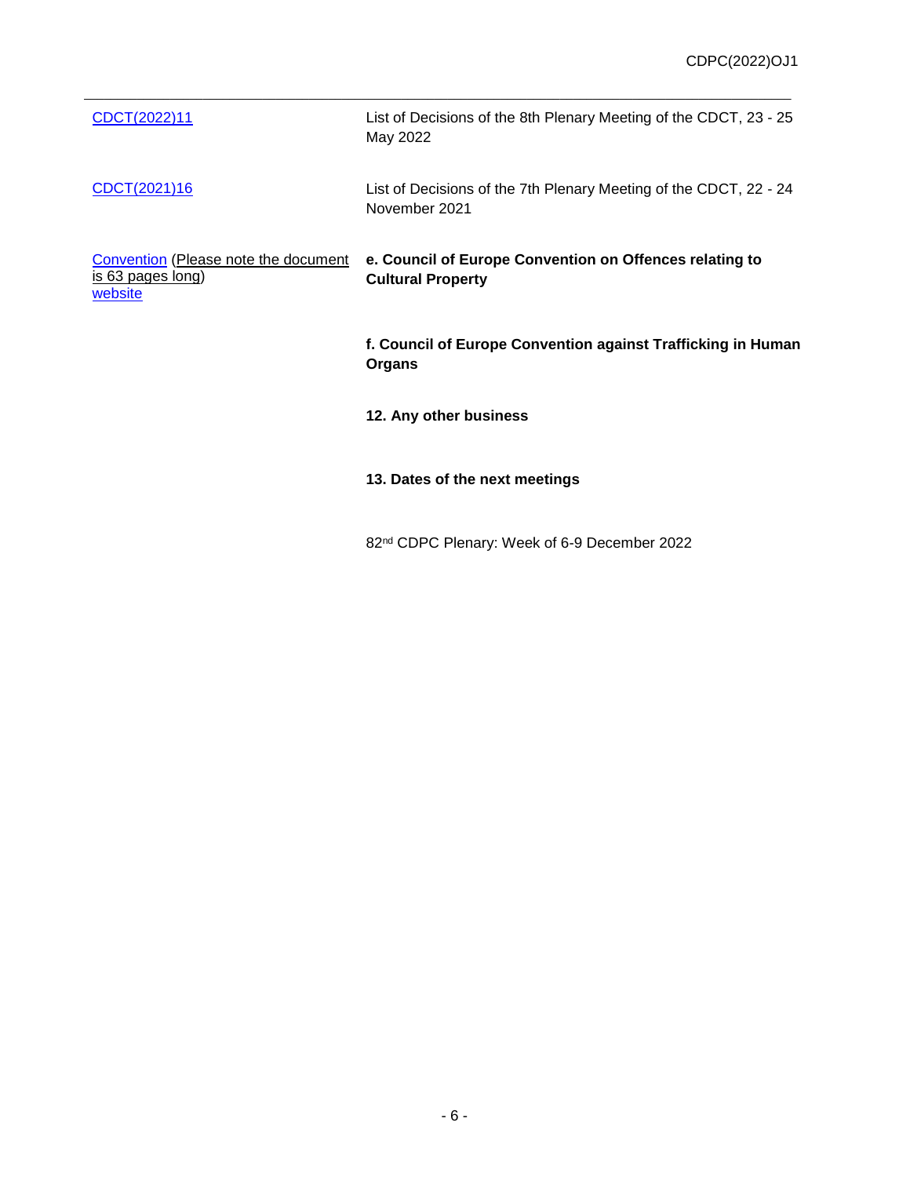| | |
|---|---|
| CDCT(2022)11 | List of Decisions of the 8th Plenary Meeting of the CDCT, 23 - 25 May 2022 |
| CDCT(2021)16 | List of Decisions of the 7th Plenary Meeting of the CDCT, 22 - 24 November 2021 |
| Convention (Please note the document is 63 pages long) website | **e. Council of Europe Convention on Offences relating to Cultural Property** |
| | **f. Council of Europe Convention against Trafficking in Human Organs** |

**12. Any other business**

**13. Dates of the next meetings**

82nd CDPC Plenary: Week of 6-9 December 2022